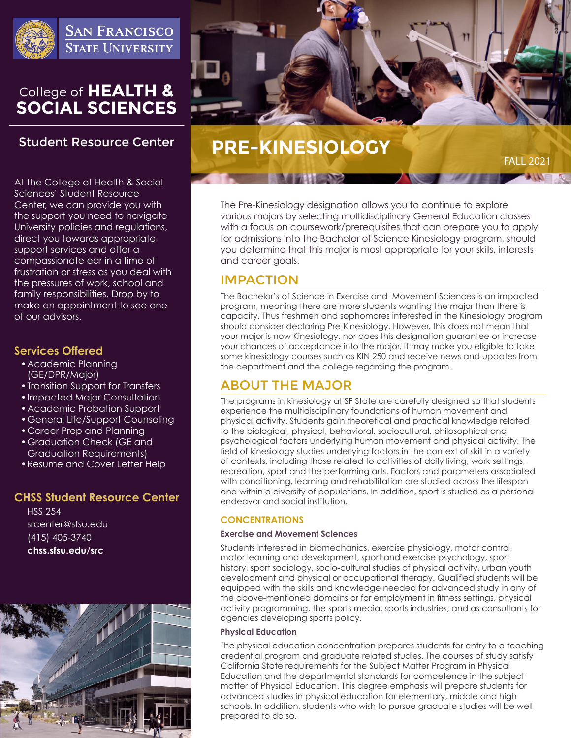San Francisco State University

# College of HEALTH & SOCIAL SCIENCES

## Student Resource Center

At the College of Health & Social Sciences' Student Resource Center, we can provide you with the support you need to navigate University policies and regulations, direct you towards appropriate support services and offer a compassionate ear in a time of frustration or stress as you deal with the pressures of work, school and family responsibilities. Drop by to make an appointment to see one of our advisors.

### Services Offered

- Academic Planning (GE/DPR/Major)
- Transition Support for Transfers
- Impacted Major Consultation
- Academic Probation Support
- General Life/Support Counseling
- Career Prep and Planning
- Graduation Check (GE and Graduation Requirements)
- Resume and Cover Letter Help

### CHSS Student Resource Center

HSS 254
srcenter@sfsu.edu
(415) 405-3740
**chss.sfsu.edu/src**

# PRE-KINESIOLOGY

FALL 2021

The Pre-Kinesiology designation allows you to continue to explore various majors by selecting multidisciplinary General Education classes with a focus on coursework/prerequisites that can prepare you to apply for admissions into the Bachelor of Science Kinesiology program, should you determine that this major is most appropriate for your skills, interests and career goals.

## IMPACTION

The Bachelor's of Science in Exercise and Movement Sciences is an impacted program, meaning there are more students wanting the major than there is capacity. Thus freshmen and sophomores interested in the Kinesiology program should consider declaring Pre-Kinesiology. However, this does not mean that your major is now Kinesiology, nor does this designation guarantee or increase your chances of acceptance into the major. It may make you eligible to take some kinesiology courses such as KIN 250 and receive news and updates from the department and the college regarding the program.

## ABOUT THE MAJOR

The programs in kinesiology at SF State are carefully designed so that students experience the multidisciplinary foundations of human movement and physical activity. Students gain theoretical and practical knowledge related to the biological, physical, behavioral, sociocultural, philosophical and psychological factors underlying human movement and physical activity. The field of kinesiology studies underlying factors in the context of skill in a variety of contexts, including those related to activities of daily living, work settings, recreation, sport and the performing arts. Factors and parameters associated with conditioning, learning and rehabilitation are studied across the lifespan and within a diversity of populations. In addition, sport is studied as a personal endeavor and social institution.

### CONCENTRATIONS

#### Exercise and Movement Sciences

Students interested in biomechanics, exercise physiology, motor control, motor learning and development, sport and exercise psychology, sport history, sport sociology, socio-cultural studies of physical activity, urban youth development and physical or occupational therapy. Qualified students will be equipped with the skills and knowledge needed for advanced study in any of the above-mentioned domains or for employment in fitness settings, physical activity programming, the sports media, sports industries, and as consultants for agencies developing sports policy.

#### Physical Education

The physical education concentration prepares students for entry to a teaching credential program and graduate related studies. The courses of study satisfy California State requirements for the Subject Matter Program in Physical Education and the departmental standards for competence in the subject matter of Physical Education. This degree emphasis will prepare students for advanced studies in physical education for elementary, middle and high schools. In addition, students who wish to pursue graduate studies will be well prepared to do so.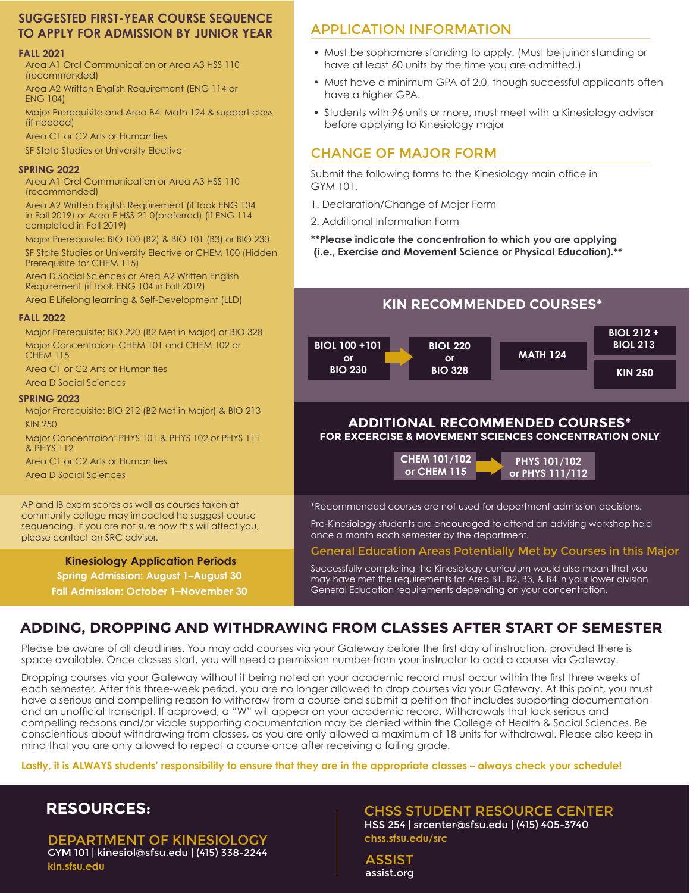## SUGGESTED FIRST-YEAR COURSE SEQUENCE TO APPLY FOR ADMISSION BY JUNIOR YEAR

### FALL 2021

- Area A1 Oral Communication or Area A3 HSS 110 (recommended)
- Area A2 Written English Requirement (ENG 114 or ENG 104)
- Major Prerequisite and Area B4: Math 124 & support class (if needed)
- Area C1 or C2 Arts or Humanities
- SF State Studies or University Elective

### SPRING 2022

- Area A1 Oral Communication or Area A3 HSS 110 (recommended)
- Area A2 Written English Requirement (if took ENG 104 in Fall 2019) or Area E HSS 21 0(preferred) (if ENG 114 completed in Fall 2019)
- Major Prerequisite: BIO 100 (B2) & BIO 101 (B3) or BIO 230
- SF State Studies or University Elective or CHEM 100 (Hidden Prerequisite for CHEM 115)
- Area D Social Sciences or Area A2 Written English Requirement (if took ENG 104 in Fall 2019)
- Area E Lifelong learning & Self-Development (LLD)

### FALL 2022

- Major Prerequisite: BIO 220 (B2 Met in Major) or BIO 328
- Major Concentraion: CHEM 101 and CHEM 102 or CHEM 115
- Area C1 or C2 Arts or Humanities
- Area D Social Sciences

### SPRING 2023

- Major Prerequisite: BIO 212 (B2 Met in Major) & BIO 213
- KIN 250
- Major Concentraion: PHYS 101 & PHYS 102 or PHYS 111 & PHYS 112
- Area C1 or C2 Arts or Humanities
- Area D Social Sciences

AP and IB exam scores as well as courses taken at community college may impacted he suggest course sequencing. If you are not sure how this will affect you, please contact an SRC advisor.

**Kinesiology Application Periods**
**Spring Admission: August 1–August 30**
**Fall Admission: October 1–November 30**

## APPLICATION INFORMATION

- Must be sophomore standing to apply. (Must be juinor standing or have at least 60 units by the time you are admitted.)
- Must have a minimum GPA of 2.0, though successful applicants often have a higher GPA.
- Students with 96 units or more, must meet with a Kinesiology advisor before applying to Kinesiology major

## CHANGE OF MAJOR FORM

Submit the following forms to the Kinesiology main office in GYM 101.

1. Declaration/Change of Major Form
2. Additional Information Form

**Please indicate the concentration to which you are applying (i.e., Exercise and Movement Science or Physical Education).**

## KIN RECOMMENDED COURSES*

BIOL 100 +101 or BIO 230 → BIOL 220 or BIO 328

MATH 124

BIOL 212 + BIOL 213

KIN 250

## ADDITIONAL RECOMMENDED COURSES*

**FOR EXCERCISE & MOVEMENT SCIENCES CONCENTRATION ONLY**

CHEM 101/102 or CHEM 115 → PHYS 101/102 or PHYS 111/112

*Recommended courses are not used for department admission decisions.

Pre-Kinesiology students are encouraged to attend an advising workshop held once a month each semester by the department.

### General Education Areas Potentially Met by Courses in this Major

Successfully completing the Kinesiology curriculum would also mean that you may have met the requirements for Area B1, B2, B3, & B4 in your lower division General Education requirements depending on your concentration.

## ADDING, DROPPING AND WITHDRAWING FROM CLASSES AFTER START OF SEMESTER

Please be aware of all deadlines. You may add courses via your Gateway before the first day of instruction, provided there is space available. Once classes start, you will need a permission number from your instructor to add a course via Gateway.

Dropping courses via your Gateway without it being noted on your academic record must occur within the first three weeks of each semester. After this three-week period, you are no longer allowed to drop courses via your Gateway. At this point, you must have a serious and compelling reason to withdraw from a course and submit a petition that includes supporting documentation and an unofficial transcript. If approved, a "W" will appear on your academic record. Withdrawals that lack serious and compelling reasons and/or viable supporting documentation may be denied within the College of Health & Social Sciences. Be conscientious about withdrawing from classes, as you are only allowed a maximum of 18 units for withdrawal. Please also keep in mind that you are only allowed to repeat a course once after receiving a failing grade.

**Lastly, it is ALWAYS students' responsibility to ensure that they are in the appropriate classes – always check your schedule!**

## RESOURCES:

### DEPARTMENT OF KINESIOLOGY

GYM 101 | kinesiol@sfsu.edu | (415) 338-2244
kin.sfsu.edu

### CHSS STUDENT RESOURCE CENTER

HSS 254 | srcenter@sfsu.edu | (415) 405-3740
chss.sfsu.edu/src

### ASSIST

assist.org